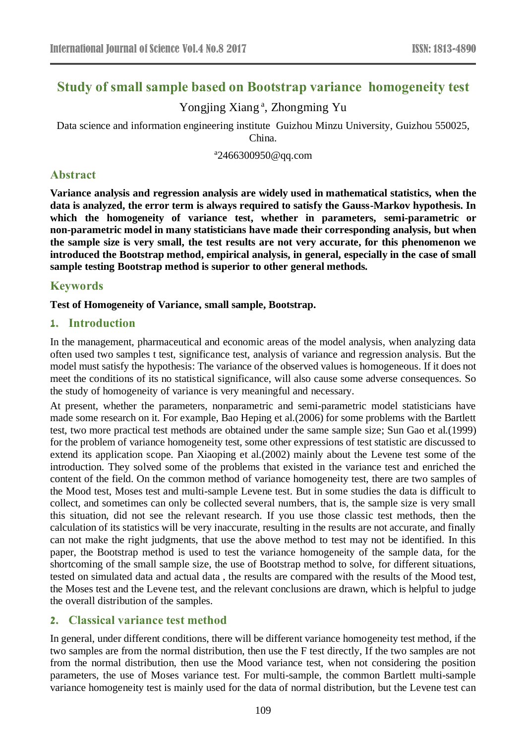# Study of small sample based on Bootstrap variance homogeneity test

Yongjing Xiang [a], Zhongming Yu

Data science and information engineering institute Guizhou Minzu University, Guizhou 550025, China.

[a]2466300950@qq.com

## Abstract

**Variance analysis and regression analysis are widely used in mathematical statistics, when the data is analyzed, the error term is always required to satisfy the Gauss-Markov hypothesis. In which the homogeneity of variance test, whether in parameters, semi-parametric or non-parametric model in many statisticians have made their corresponding analysis, but when the sample size is very small, the test results are not very accurate, for this phenomenon we introduced the Bootstrap method, empirical analysis, in general, especially in the case of small sample testing Bootstrap method is superior to other general methods.**

## Keywords

**Test of Homogeneity of Variance, small sample, Bootstrap.**

## 1. Introduction

In the management, pharmaceutical and economic areas of the model analysis, when analyzing data often used two samples t test, significance test, analysis of variance and regression analysis. But the model must satisfy the hypothesis: The variance of the observed values is homogeneous. If it does not meet the conditions of its no statistical significance, will also cause some adverse consequences. So the study of homogeneity of variance is very meaningful and necessary.

At present, whether the parameters, nonparametric and semi-parametric model statisticians have made some research on it. For example, Bao Heping et al.(2006) for some problems with the Bartlett test, two more practical test methods are obtained under the same sample size; Sun Gao et al.(1999) for the problem of variance homogeneity test, some other expressions of test statistic are discussed to extend its application scope. Pan Xiaoping et al.(2002) mainly about the Levene test some of the introduction. They solved some of the problems that existed in the variance test and enriched the content of the field. On the common method of variance homogeneity test, there are two samples of the Mood test, Moses test and multi-sample Levene test. But in some studies the data is difficult to collect, and sometimes can only be collected several numbers, that is, the sample size is very small this situation, did not see the relevant research. If you use those classic test methods, then the calculation of its statistics will be very inaccurate, resulting in the results are not accurate, and finally can not make the right judgments, that use the above method to test may not be identified. In this paper, the Bootstrap method is used to test the variance homogeneity of the sample data, for the shortcoming of the small sample size, the use of Bootstrap method to solve, for different situations, tested on simulated data and actual data , the results are compared with the results of the Mood test, the Moses test and the Levene test, and the relevant conclusions are drawn, which is helpful to judge the overall distribution of the samples.

## 2. Classical variance test method

In general, under different conditions, there will be different variance homogeneity test method, if the two samples are from the normal distribution, then use the F test directly, If the two samples are not from the normal distribution, then use the Mood variance test, when not considering the position parameters, the use of Moses variance test. For multi-sample, the common Bartlett multi-sample variance homogeneity test is mainly used for the data of normal distribution, but the Levene test can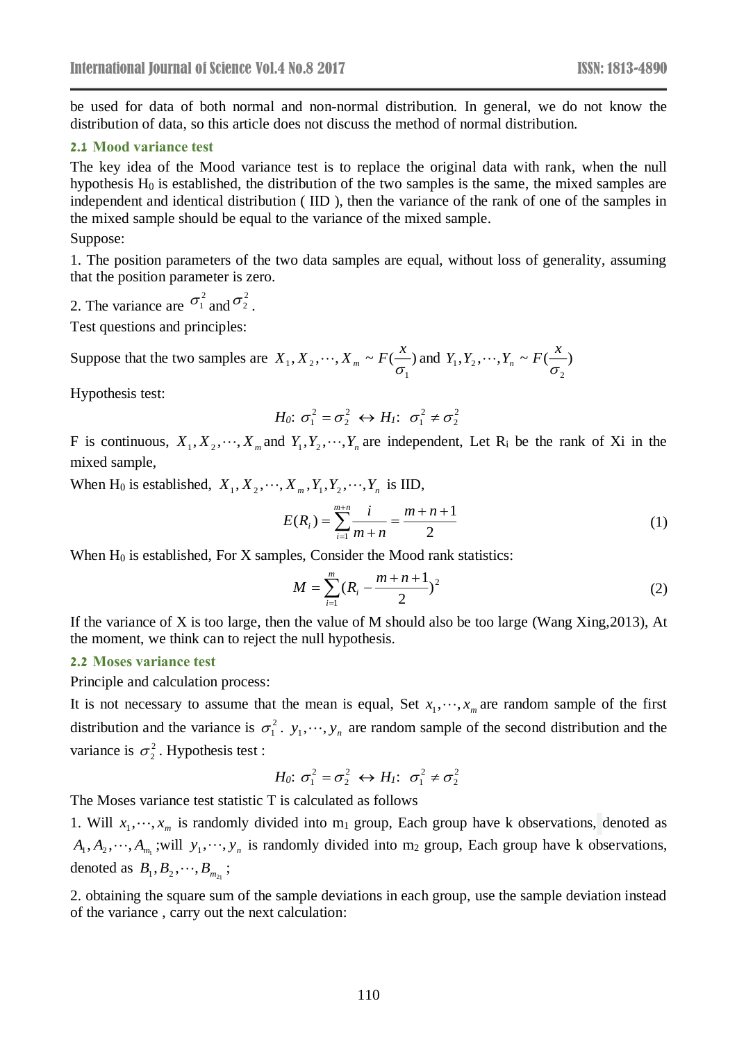be used for data of both normal and non-normal distribution. In general, we do not know the distribution of data, so this article does not discuss the method of normal distribution.

### 2.1 Mood variance test

The key idea of the Mood variance test is to replace the original data with rank, when the null hypothesis $H_0$ is established, the distribution of the two samples is the same, the mixed samples are independent and identical distribution ( IID ), then the variance of the rank of one of the samples in the mixed sample should be equal to the variance of the mixed sample.

Suppose:

1. The position parameters of the two data samples are equal, without loss of generality, assuming that the position parameter is zero.

2. The variance are $\sigma_1^2$ and $\sigma_2^2$.

Test questions and principles:

Suppose that the two samples are $X_1, X_2, \cdots, X_m \sim F(\frac{x}{\sigma_1})$ and $Y_1, Y_2, \cdots, Y_n \sim F(\frac{x}{\sigma_2})$

Hypothesis test:

$$H_0\text{: } \sigma_1^2 = \sigma_2^2 \leftrightarrow H_1\text{: } \sigma_1^2 \neq \sigma_2^2$$

F is continuous, $X_1, X_2, \cdots, X_m$ and $Y_1, Y_2, \cdots, Y_n$ are independent, Let $R_i$ be the rank of $X_i$ in the mixed sample,

When $H_0$ is established, $X_1, X_2, \cdots, X_m, Y_1, Y_2, \cdots, Y_n$ is IID,

$$E(R_i) = \sum_{i=1}^{m+n} \frac{i}{m+n} = \frac{m+n+1}{2} \tag{1}$$

When $H_0$ is established, For X samples, Consider the Mood rank statistics:

$$M = \sum_{i=1}^{m} (R_i - \frac{m+n+1}{2})^2 \tag{2}$$

If the variance of X is too large, then the value of M should also be too large (Wang Xing,2013), At the moment, we think can to reject the null hypothesis.

### 2.2 Moses variance test

Principle and calculation process:

It is not necessary to assume that the mean is equal, Set $x_1, \cdots, x_m$ are random sample of the first distribution and the variance is $\sigma_1^2$. $y_1, \cdots, y_n$ are random sample of the second distribution and the variance is $\sigma_2^2$. Hypothesis test :

$$H_0\text{: } \sigma_1^2 = \sigma_2^2 \leftrightarrow H_1\text{: } \sigma_1^2 \neq \sigma_2^2$$

The Moses variance test statistic T is calculated as follows

1. Will $x_1, \cdots, x_m$ is randomly divided into $m_1$ group, Each group have k observations, denoted as $A_1, A_2, \cdots, A_{m_1}$ ;will $y_1, \cdots, y_n$ is randomly divided into $m_2$ group, Each group have k observations, denoted as $B_1, B_2, \cdots, B_{m_{21}}$ ;

2. obtaining the square sum of the sample deviations in each group, use the sample deviation instead of the variance , carry out the next calculation: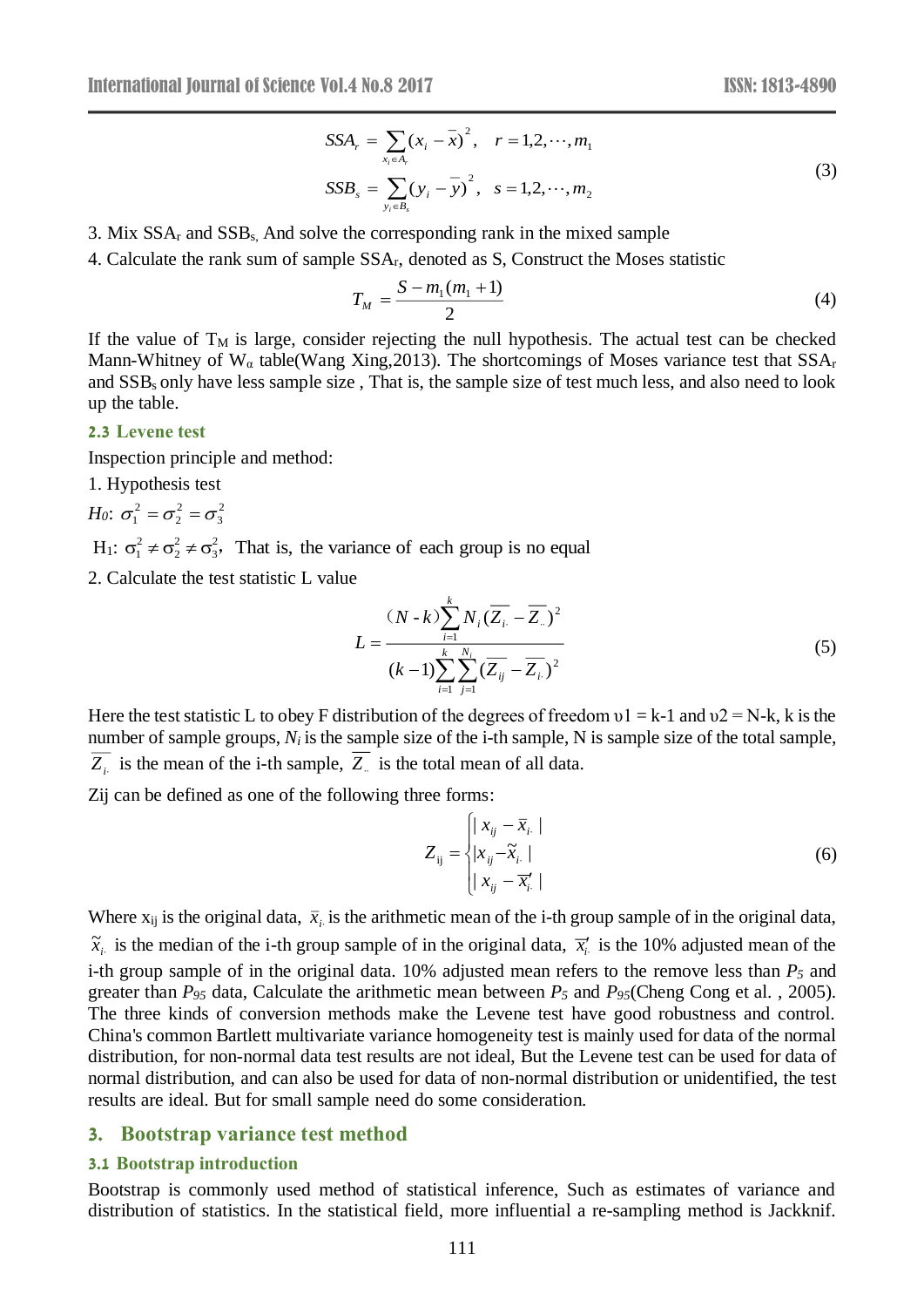$$SSA_r = \sum_{x_i \in A_r} (x_i - \bar{x})^2, \quad r = 1,2,\cdots,m_1$$
$$SSB_s = \sum_{y_i \in B_s} (y_i - \bar{y})^2, \quad s = 1,2,\cdots,m_2 \tag{3}$$

3. Mix $SSA_r$ and $SSB_s$, And solve the corresponding rank in the mixed sample

4. Calculate the rank sum of sample $SSA_r$, denoted as S, Construct the Moses statistic

$$T_M = \frac{S - m_1(m_1+1)}{2} \tag{4}$$

If the value of $T_M$ is large, consider rejecting the null hypothesis. The actual test can be checked Mann-Whitney of $W_\alpha$ table(Wang Xing,2013). The shortcomings of Moses variance test that $SSA_r$ and $SSB_s$ only have less sample size , That is, the sample size of test much less, and also need to look up the table.

### 2.3 Levene test

Inspection principle and method:

1. Hypothesis test

$H_0$: $\sigma_1^2 = \sigma_2^2 = \sigma_3^2$

$H_1$: $\sigma_1^2 \neq \sigma_2^2 \neq \sigma_3^2$, That is, the variance of each group is no equal

2. Calculate the test statistic L value

$$L = \frac{(N-k)\sum_{i=1}^{k} N_i (\overline{Z_{i.}} - \overline{Z_{..}})^2}{(k-1)\sum_{i=1}^{k}\sum_{j=1}^{N_i} (\overline{Z_{ij}} - \overline{Z_{i.}})^2} \tag{5}$$

Here the test statistic L to obey F distribution of the degrees of freedom $\upsilon 1 = k-1$ and $\upsilon 2 = N-k$, k is the number of sample groups, $N_i$ is the sample size of the i-th sample, N is sample size of the total sample, $\overline{Z_{i.}}$ is the mean of the i-th sample, $\overline{Z_{..}}$ is the total mean of all data.

Zij can be defined as one of the following three forms:

$$Z_{ij} = \begin{cases} | x_{ij} - \bar{x}_{i.} | \\ | x_{ij} - \tilde{x}_{i.} | \\ | x_{ij} - \bar{x}'_{i.} | \end{cases} \tag{6}$$

Where $x_{ij}$ is the original data, $\bar{x}_{i.}$ is the arithmetic mean of the i-th group sample of in the original data, $\tilde{x}_{i.}$ is the median of the i-th group sample of in the original data, $\bar{x}'_{i.}$ is the 10% adjusted mean of the i-th group sample of in the original data. 10% adjusted mean refers to the remove less than $P_5$ and greater than $P_{95}$ data, Calculate the arithmetic mean between $P_5$ and $P_{95}$(Cheng Cong et al. , 2005). The three kinds of conversion methods make the Levene test have good robustness and control. China's common Bartlett multivariate variance homogeneity test is mainly used for data of the normal distribution, for non-normal data test results are not ideal, But the Levene test can be used for data of normal distribution, and can also be used for data of non-normal distribution or unidentified, the test results are ideal. But for small sample need do some consideration.

## 3. Bootstrap variance test method

### 3.1 Bootstrap introduction

Bootstrap is commonly used method of statistical inference, Such as estimates of variance and distribution of statistics. In the statistical field, more influential a re-sampling method is Jackknif.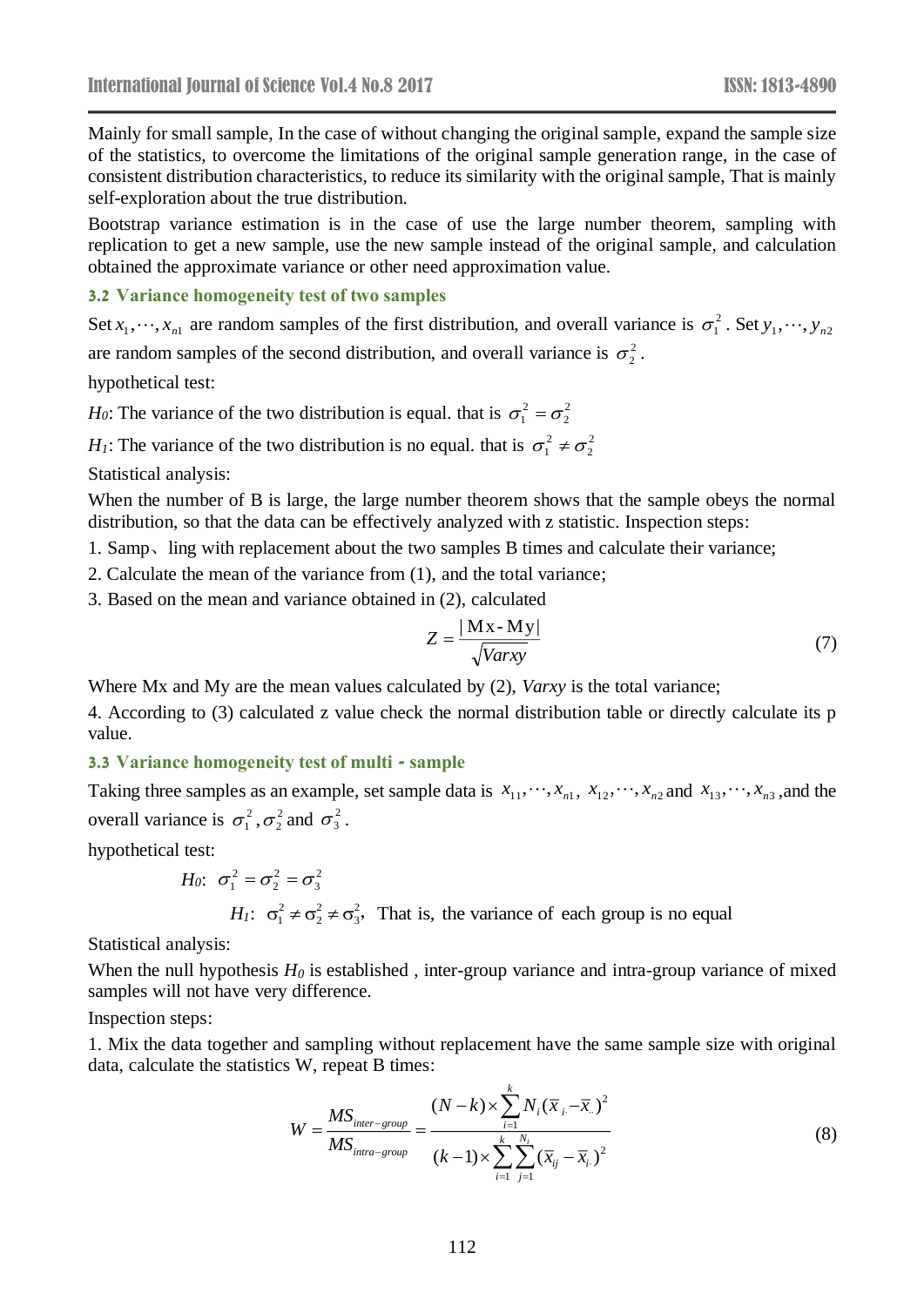Mainly for small sample, In the case of without changing the original sample, expand the sample size of the statistics, to overcome the limitations of the original sample generation range, in the case of consistent distribution characteristics, to reduce its similarity with the original sample, That is mainly self-exploration about the true distribution.

Bootstrap variance estimation is in the case of use the large number theorem, sampling with replication to get a new sample, use the new sample instead of the original sample, and calculation obtained the approximate variance or other need approximation value.

### 3.2 Variance homogeneity test of two samples

Set $x_1, \cdots, x_{n1}$ are random samples of the first distribution, and overall variance is $\sigma_1^2$. Set $y_1, \cdots, y_{n2}$ are random samples of the second distribution, and overall variance is $\sigma_2^2$.

hypothetical test:

*H0*: The variance of the two distribution is equal. that is $\sigma_1^2 = \sigma_2^2$

*H1*: The variance of the two distribution is no equal. that is $\sigma_1^2 \neq \sigma_2^2$

Statistical analysis:

When the number of B is large, the large number theorem shows that the sample obeys the normal distribution, so that the data can be effectively analyzed with z statistic. Inspection steps:

1. Samp、ling with replacement about the two samples B times and calculate their variance;
2. Calculate the mean of the variance from (1), and the total variance;
3. Based on the mean and variance obtained in (2), calculated

$$Z = \frac{|\mathrm{Mx} - \mathrm{My}|}{\sqrt{Varxy}} \tag{7}$$

Where Mx and My are the mean values calculated by (2), *Varxy* is the total variance;

4. According to (3) calculated z value check the normal distribution table or directly calculate its p value.

### 3.3 Variance homogeneity test of multi - sample

Taking three samples as an example, set sample data is $x_{11}, \cdots, x_{n1}$, $x_{12}, \cdots, x_{n2}$ and $x_{13}, \cdots, x_{n3}$, and the overall variance is $\sigma_1^2, \sigma_2^2$ and $\sigma_3^2$.

hypothetical test:

*H0*: $\sigma_1^2 = \sigma_2^2 = \sigma_3^2$

*H1*: $\sigma_1^2 \neq \sigma_2^2 \neq \sigma_3^2$, That is, the variance of each group is no equal

Statistical analysis:

When the null hypothesis *H0* is established , inter-group variance and intra-group variance of mixed samples will not have very difference.

Inspection steps:

1. Mix the data together and sampling without replacement have the same sample size with original data, calculate the statistics W, repeat B times:

$$W = \frac{MS_{inter-group}}{MS_{intra-group}} = \frac{(N-k) \times \sum_{i=1}^{k} N_i (\bar{x}_{i\cdot} - \bar{x}_{\cdot\cdot})^2}{(k-1) \times \sum_{i=1}^{k} \sum_{j=1}^{N_i} (\bar{x}_{ij} - \bar{x}_{i\cdot})^2} \tag{8}$$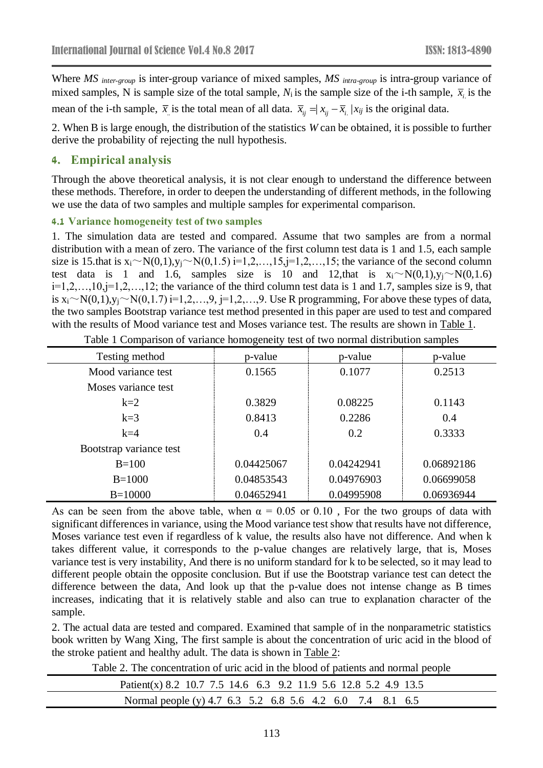Where $MS_{inter\text{-}group}$ is inter-group variance of mixed samples, $MS_{intra\text{-}group}$ is intra-group variance of mixed samples, N is sample size of the total sample, $N_i$ is the sample size of the i-th sample, $\bar{x}_{i.}$ is the mean of the i-th sample, $\bar{x}_{..}$ is the total mean of all data. $\bar{x}_{ij} = |x_{ij} - \bar{x}_{i.}|$ $x_{ij}$ is the original data.

2. When B is large enough, the distribution of the statistics $W$ can be obtained, it is possible to further derive the probability of rejecting the null hypothesis.

## 4. Empirical analysis

Through the above theoretical analysis, it is not clear enough to understand the difference between these methods. Therefore, in order to deepen the understanding of different methods, in the following we use the data of two samples and multiple samples for experimental comparison.

### 4.1 Variance homogeneity test of two samples

1. The simulation data are tested and compared. Assume that two samples are from a normal distribution with a mean of zero. The variance of the first column test data is 1 and 1.5, each sample size is 15.that is $x_i \sim N(0,1), y_j \sim N(0,1.5)$ $i=1,2,\ldots,15, j=1,2,\ldots,15$; the variance of the second column test data is 1 and 1.6, samples size is 10 and 12,that is $x_i \sim N(0,1), y_j \sim N(0,1.6)$ $i=1,2,\ldots,10, j=1,2,\ldots,12$; the variance of the third column test data is 1 and 1.7, samples size is 9, that is $x_i \sim N(0,1), y_j \sim N(0,1.7)$ $i=1,2,\ldots,9$, $j=1,2,\ldots,9$. Use R programming, For above these types of data, the two samples Bootstrap variance test method presented in this paper are used to test and compared with the results of Mood variance test and Moses variance test. The results are shown in Table 1.

Table 1 Comparison of variance homogeneity test of two normal distribution samples

| Testing method | p-value | p-value | p-value |
|---|---|---|---|
| Mood variance test | 0.1565 | 0.1077 | 0.2513 |
| Moses variance test | | | |
| k=2 | 0.3829 | 0.08225 | 0.1143 |
| k=3 | 0.8413 | 0.2286 | 0.4 |
| k=4 | 0.4 | 0.2 | 0.3333 |
| Bootstrap variance test | | | |
| B=100 | 0.04425067 | 0.04242941 | 0.06892186 |
| B=1000 | 0.04853543 | 0.04976903 | 0.06699058 |
| B=10000 | 0.04652941 | 0.04995908 | 0.06936944 |

As can be seen from the above table, when $\alpha = 0.05$ or $0.10$ , For the two groups of data with significant differences in variance, using the Mood variance test show that results have not difference, Moses variance test even if regardless of k value, the results also have not difference. And when k takes different value, it corresponds to the p-value changes are relatively large, that is, Moses variance test is very instability, And there is no uniform standard for k to be selected, so it may lead to different people obtain the opposite conclusion. But if use the Bootstrap variance test can detect the difference between the data, And look up that the p-value does not intense change as B times increases, indicating that it is relatively stable and also can true to explanation character of the sample.

2. The actual data are tested and compared. Examined that sample of in the nonparametric statistics book written by Wang Xing, The first sample is about the concentration of uric acid in the blood of the stroke patient and healthy adult. The data is shown in Table 2:

Table 2. The concentration of uric acid in the blood of patients and normal people

| Patient(x) 8.2 10.7 7.5 14.6 6.3 9.2 11.9 5.6 12.8 5.2 4.9 13.5 |
|---|
| Normal people (y) 4.7 6.3 5.2 6.8 5.6 4.2 6.0 7.4 8.1 6.5 |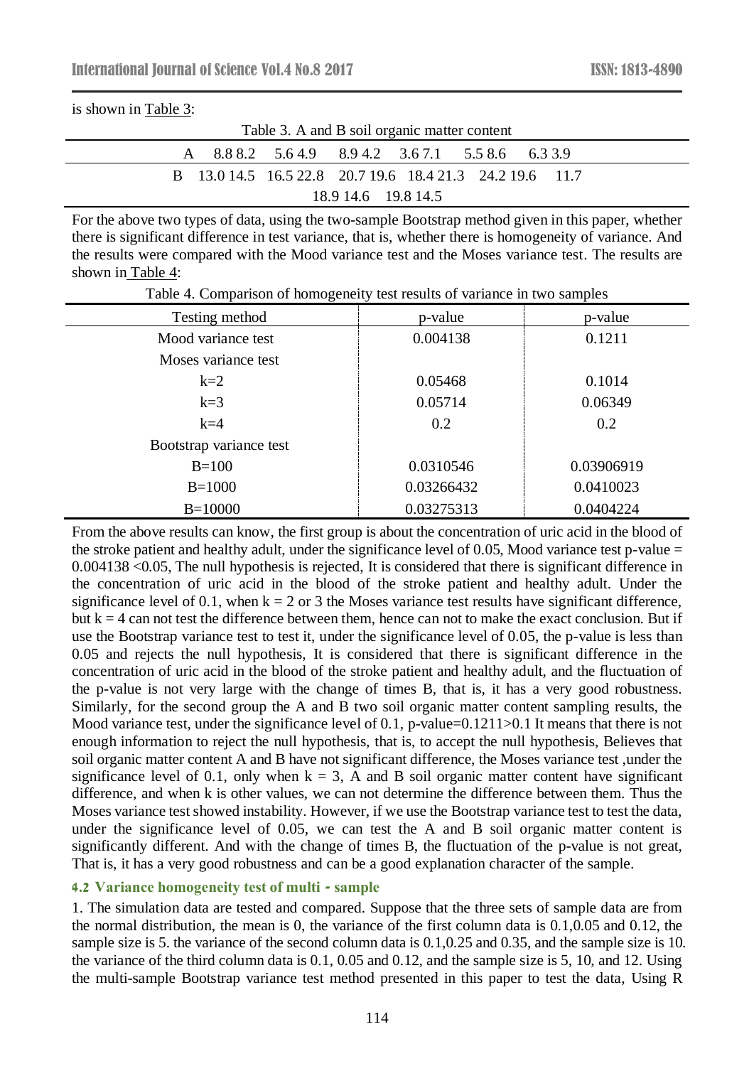is shown in Table 3:

Table 3. A and B soil organic matter content

| | | | | | | |
|---|---|---|---|---|---|---|
| A | 8.8 8.2 | 5.6 4.9 | 8.9 4.2 | 3.6 7.1 | 5.5 8.6 | 6.3 3.9 |
| B | 13.0 14.5 | 16.5 22.8 | 20.7 19.6 | 18.4 21.3 | 24.2 19.6 | 11.7 |
| | 18.9 14.6 | 19.8 14.5 | | | | |

For the above two types of data, using the two-sample Bootstrap method given in this paper, whether there is significant difference in test variance, that is, whether there is homogeneity of variance. And the results were compared with the Mood variance test and the Moses variance test. The results are shown in Table 4:

Table 4. Comparison of homogeneity test results of variance in two samples

| Testing method | p-value | p-value |
|---|---|---|
| Mood variance test | 0.004138 | 0.1211 |
| Moses variance test | | |
| k=2 | 0.05468 | 0.1014 |
| k=3 | 0.05714 | 0.06349 |
| k=4 | 0.2 | 0.2 |
| Bootstrap variance test | | |
| B=100 | 0.0310546 | 0.03906919 |
| B=1000 | 0.03266432 | 0.0410023 |
| B=10000 | 0.03275313 | 0.0404224 |

From the above results can know, the first group is about the concentration of uric acid in the blood of the stroke patient and healthy adult, under the significance level of 0.05, Mood variance test p-value = 0.004138 <0.05, The null hypothesis is rejected, It is considered that there is significant difference in the concentration of uric acid in the blood of the stroke patient and healthy adult. Under the significance level of 0.1, when k = 2 or 3 the Moses variance test results have significant difference, but k = 4 can not test the difference between them, hence can not to make the exact conclusion. But if use the Bootstrap variance test to test it, under the significance level of 0.05, the p-value is less than 0.05 and rejects the null hypothesis, It is considered that there is significant difference in the concentration of uric acid in the blood of the stroke patient and healthy adult, and the fluctuation of the p-value is not very large with the change of times B, that is, it has a very good robustness. Similarly, for the second group the A and B two soil organic matter content sampling results, the Mood variance test, under the significance level of 0.1, p-value=0.1211>0.1 It means that there is not enough information to reject the null hypothesis, that is, to accept the null hypothesis, Believes that soil organic matter content A and B have not significant difference, the Moses variance test ,under the significance level of 0.1, only when k = 3, A and B soil organic matter content have significant difference, and when k is other values, we can not determine the difference between them. Thus the Moses variance test showed instability. However, if we use the Bootstrap variance test to test the data, under the significance level of 0.05, we can test the A and B soil organic matter content is significantly different. And with the change of times B, the fluctuation of the p-value is not great, That is, it has a very good robustness and can be a good explanation character of the sample.

### 4.2 Variance homogeneity test of multi - sample

1. The simulation data are tested and compared. Suppose that the three sets of sample data are from the normal distribution, the mean is 0, the variance of the first column data is 0.1,0.05 and 0.12, the sample size is 5. the variance of the second column data is 0.1,0.25 and 0.35, and the sample size is 10. the variance of the third column data is 0.1, 0.05 and 0.12, and the sample size is 5, 10, and 12. Using the multi-sample Bootstrap variance test method presented in this paper to test the data, Using R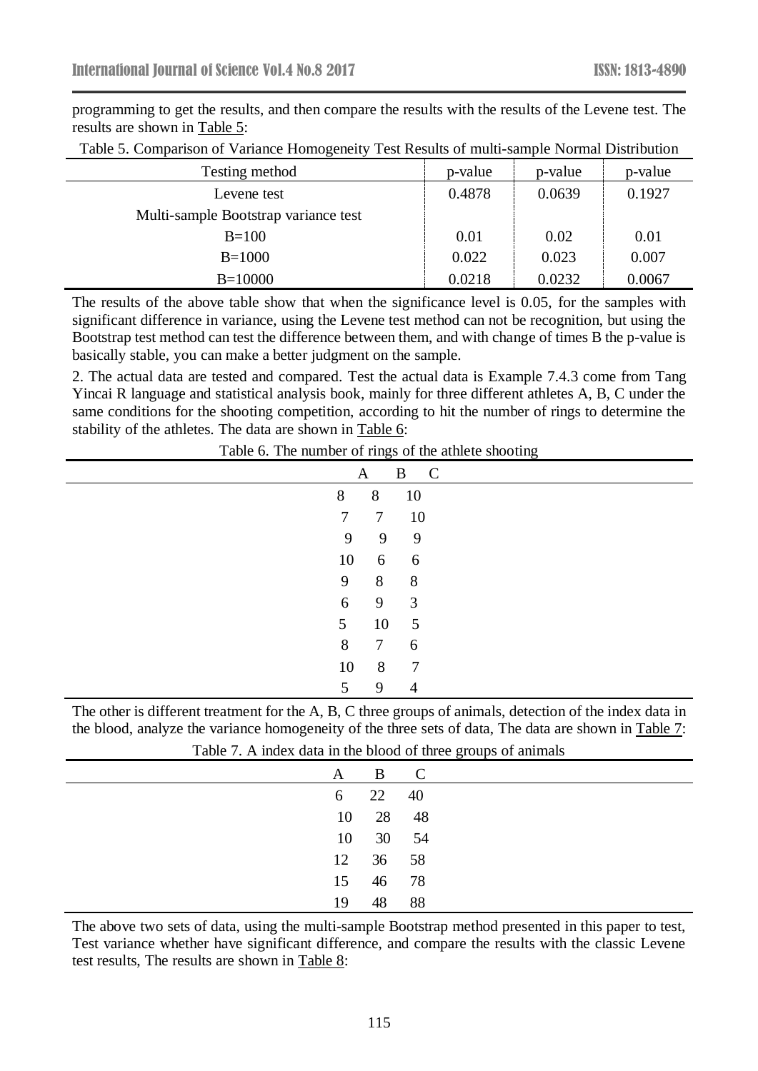programming to get the results, and then compare the results with the results of the Levene test. The results are shown in Table 5:

Table 5. Comparison of Variance Homogeneity Test Results of multi-sample Normal Distribution

| Testing method | p-value | p-value | p-value |
|---|---|---|---|
| Levene test | 0.4878 | 0.0639 | 0.1927 |
| Multi-sample Bootstrap variance test | | | |
| B=100 | 0.01 | 0.02 | 0.01 |
| B=1000 | 0.022 | 0.023 | 0.007 |
| B=10000 | 0.0218 | 0.0232 | 0.0067 |

The results of the above table show that when the significance level is 0.05, for the samples with significant difference in variance, using the Levene test method can not be recognition, but using the Bootstrap test method can test the difference between them, and with change of times B the p-value is basically stable, you can make a better judgment on the sample.

2. The actual data are tested and compared. Test the actual data is Example 7.4.3 come from Tang Yincai R language and statistical analysis book, mainly for three different athletes A, B, C under the same conditions for the shooting competition, according to hit the number of rings to determine the stability of the athletes. The data are shown in Table 6:

Table 6. The number of rings of the athlete shooting

| A | B | C |
|---|---|---|
| 8 | 8 | 10 |
| 7 | 7 | 10 |
| 9 | 9 | 9 |
| 10 | 6 | 6 |
| 9 | 8 | 8 |
| 6 | 9 | 3 |
| 5 | 10 | 5 |
| 8 | 7 | 6 |
| 10 | 8 | 7 |
| 5 | 9 | 4 |

The other is different treatment for the A, B, C three groups of animals, detection of the index data in the blood, analyze the variance homogeneity of the three sets of data, The data are shown in Table 7:

Table 7. A index data in the blood of three groups of animals

| A | B | C |
|---|---|---|
| 6 | 22 | 40 |
| 10 | 28 | 48 |
| 10 | 30 | 54 |
| 12 | 36 | 58 |
| 15 | 46 | 78 |
| 19 | 48 | 88 |

The above two sets of data, using the multi-sample Bootstrap method presented in this paper to test, Test variance whether have significant difference, and compare the results with the classic Levene test results, The results are shown in Table 8: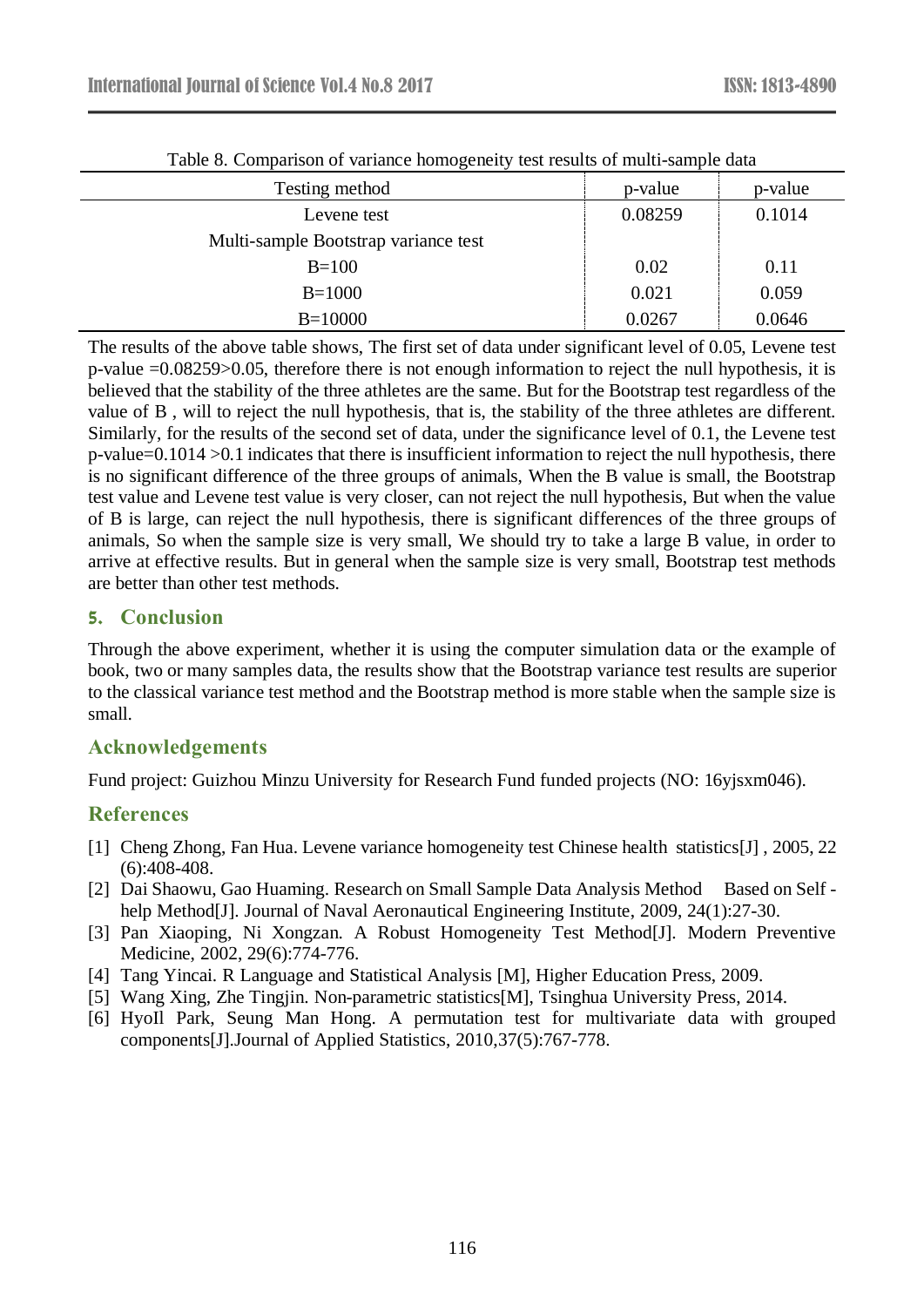Table 8. Comparison of variance homogeneity test results of multi-sample data

| Testing method | p-value | p-value |
|---|---|---|
| Levene test | 0.08259 | 0.1014 |
| Multi-sample Bootstrap variance test | | |
| B=100 | 0.02 | 0.11 |
| B=1000 | 0.021 | 0.059 |
| B=10000 | 0.0267 | 0.0646 |

The results of the above table shows, The first set of data under significant level of 0.05, Levene test p-value =0.08259>0.05, therefore there is not enough information to reject the null hypothesis, it is believed that the stability of the three athletes are the same. But for the Bootstrap test regardless of the value of B , will to reject the null hypothesis, that is, the stability of the three athletes are different. Similarly, for the results of the second set of data, under the significance level of 0.1, the Levene test p-value=0.1014 >0.1 indicates that there is insufficient information to reject the null hypothesis, there is no significant difference of the three groups of animals, When the B value is small, the Bootstrap test value and Levene test value is very closer, can not reject the null hypothesis, But when the value of B is large, can reject the null hypothesis, there is significant differences of the three groups of animals, So when the sample size is very small, We should try to take a large B value, in order to arrive at effective results. But in general when the sample size is very small, Bootstrap test methods are better than other test methods.

## 5. Conclusion

Through the above experiment, whether it is using the computer simulation data or the example of book, two or many samples data, the results show that the Bootstrap variance test results are superior to the classical variance test method and the Bootstrap method is more stable when the sample size is small.

## Acknowledgements

Fund project: Guizhou Minzu University for Research Fund funded projects (NO: 16yjsxm046).

## References

[1] Cheng Zhong, Fan Hua. Levene variance homogeneity test Chinese health statistics[J] , 2005, 22 (6):408-408.

[2] Dai Shaowu, Gao Huaming. Research on Small Sample Data Analysis Method Based on Self -help Method[J]. Journal of Naval Aeronautical Engineering Institute, 2009, 24(1):27-30.

[3] Pan Xiaoping, Ni Xongzan. A Robust Homogeneity Test Method[J]. Modern Preventive Medicine, 2002, 29(6):774-776.

[4] Tang Yincai. R Language and Statistical Analysis [M], Higher Education Press, 2009.

[5] Wang Xing, Zhe Tingjin. Non-parametric statistics[M], Tsinghua University Press, 2014.

[6] HyoIl Park, Seung Man Hong. A permutation test for multivariate data with grouped components[J].Journal of Applied Statistics, 2010,37(5):767-778.